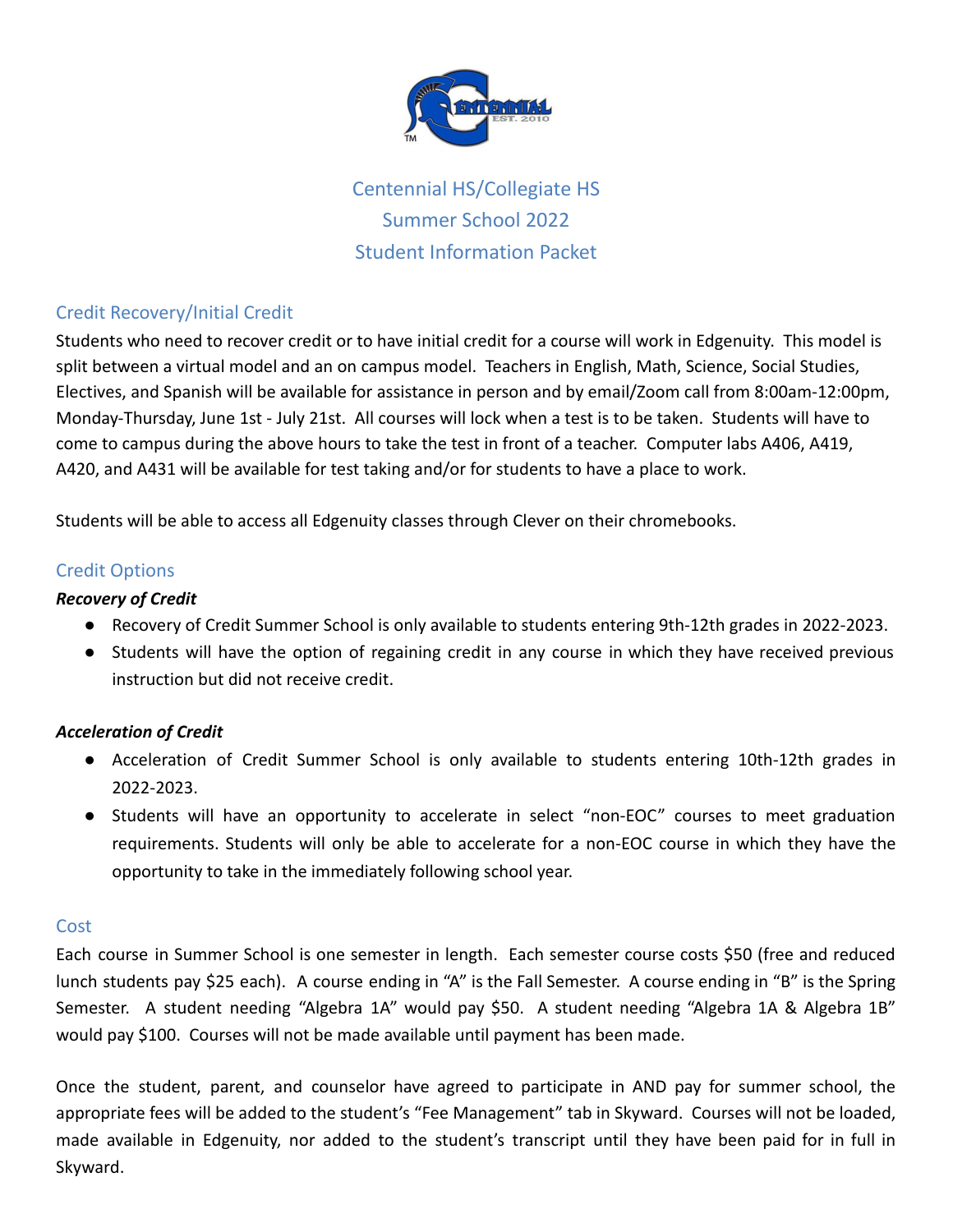# Centennial HS/Collegiate HS
# Summer School 2022
# Student Information Packet

## Credit Recovery/Initial Credit

Students who need to recover credit or to have initial credit for a course will work in Edgenuity. This model is split between a virtual model and an on campus model. Teachers in English, Math, Science, Social Studies, Electives, and Spanish will be available for assistance in person and by email/Zoom call from 8:00am-12:00pm, Monday-Thursday, June 1st - July 21st. All courses will lock when a test is to be taken. Students will have to come to campus during the above hours to take the test in front of a teacher. Computer labs A406, A419, A420, and A431 will be available for test taking and/or for students to have a place to work.

Students will be able to access all Edgenuity classes through Clever on their chromebooks.

## Credit Options

### *Recovery of Credit*

- Recovery of Credit Summer School is only available to students entering 9th-12th grades in 2022-2023.
- Students will have the option of regaining credit in any course in which they have received previous instruction but did not receive credit.

### *Acceleration of Credit*

- Acceleration of Credit Summer School is only available to students entering 10th-12th grades in 2022-2023.
- Students will have an opportunity to accelerate in select "non-EOC" courses to meet graduation requirements. Students will only be able to accelerate for a non-EOC course in which they have the opportunity to take in the immediately following school year.

## Cost

Each course in Summer School is one semester in length. Each semester course costs $50 (free and reduced lunch students pay $25 each). A course ending in "A" is the Fall Semester. A course ending in "B" is the Spring Semester. A student needing "Algebra 1A" would pay $50. A student needing "Algebra 1A & Algebra 1B" would pay $100. Courses will not be made available until payment has been made.

Once the student, parent, and counselor have agreed to participate in AND pay for summer school, the appropriate fees will be added to the student's "Fee Management" tab in Skyward. Courses will not be loaded, made available in Edgenuity, nor added to the student's transcript until they have been paid for in full in Skyward.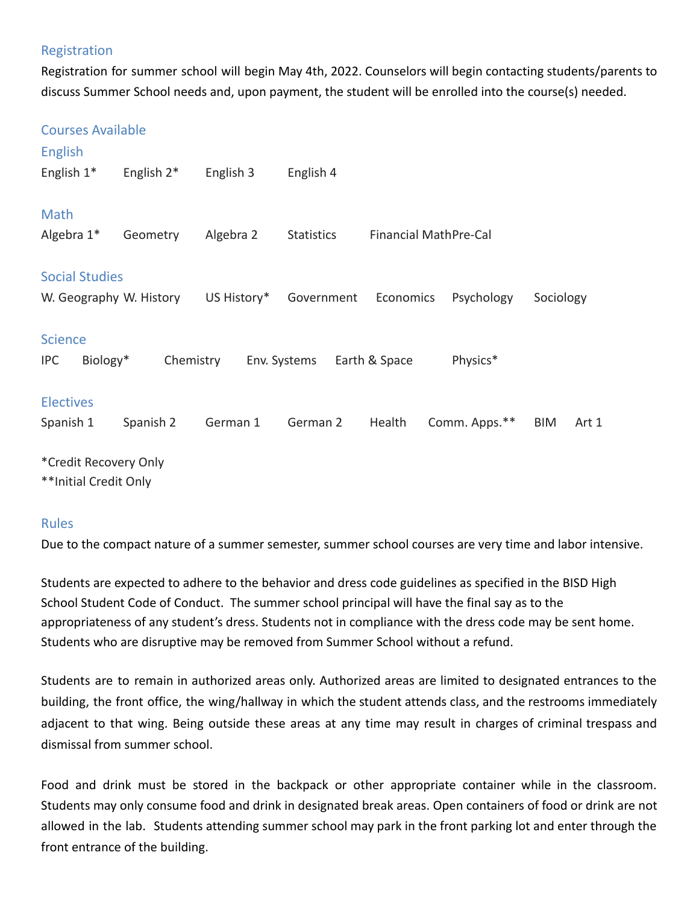## Registration

Registration for summer school will begin May 4th, 2022. Counselors will begin contacting students/parents to discuss Summer School needs and, upon payment, the student will be enrolled into the course(s) needed.

## Courses Available

### English

English 1* English 2* English 3 English 4

### Math

Algebra 1* Geometry Algebra 2 Statistics Financial Math Pre-Cal

### Social Studies

W. Geography W. History US History* Government Economics Psychology Sociology

### Science

IPC Biology* Chemistry Env. Systems Earth & Space Physics*

### Electives

Spanish 1 Spanish 2 German 1 German 2 Health Comm. Apps.** BIM Art 1

*Credit Recovery Only
**Initial Credit Only

## Rules

Due to the compact nature of a summer semester, summer school courses are very time and labor intensive.

Students are expected to adhere to the behavior and dress code guidelines as specified in the BISD High School Student Code of Conduct. The summer school principal will have the final say as to the appropriateness of any student's dress. Students not in compliance with the dress code may be sent home. Students who are disruptive may be removed from Summer School without a refund.

Students are to remain in authorized areas only. Authorized areas are limited to designated entrances to the building, the front office, the wing/hallway in which the student attends class, and the restrooms immediately adjacent to that wing. Being outside these areas at any time may result in charges of criminal trespass and dismissal from summer school.

Food and drink must be stored in the backpack or other appropriate container while in the classroom. Students may only consume food and drink in designated break areas. Open containers of food or drink are not allowed in the lab. Students attending summer school may park in the front parking lot and enter through the front entrance of the building.